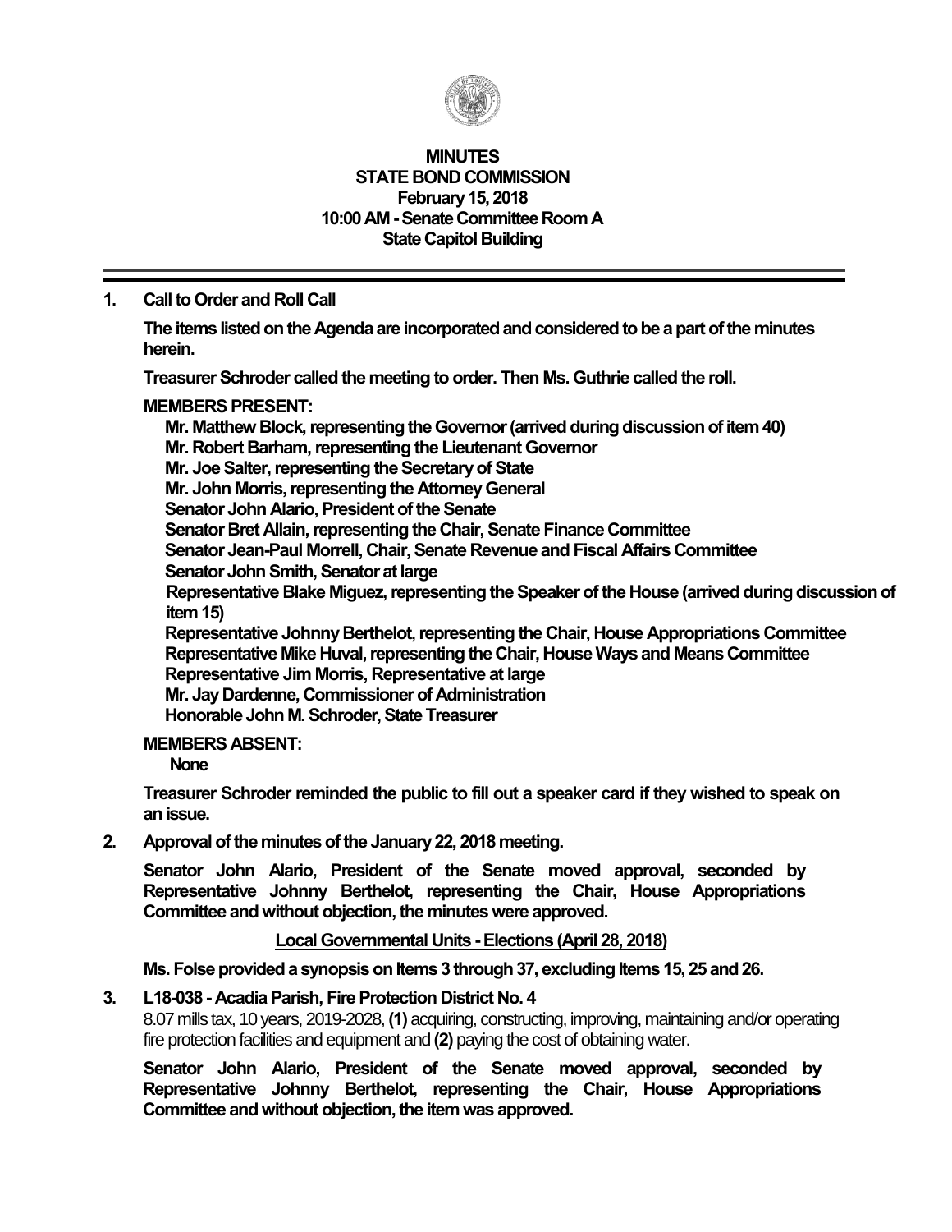# MINUTES
## STATE BOND COMMISSION
### February 15, 2018
### 10:00 AM - Senate Committee Room A
### State Capitol Building

---

**1. Call to Order and Roll Call**

**The items listed on the Agenda are incorporated and considered to be a part of the minutes herein.**

**Treasurer Schroder called the meeting to order. Then Ms. Guthrie called the roll.**

**MEMBERS PRESENT:**

**Mr. Matthew Block, representing the Governor (arrived during discussion of item 40)**
**Mr. Robert Barham, representing the Lieutenant Governor**
**Mr. Joe Salter, representing the Secretary of State**
**Mr. John Morris, representing the Attorney General**
**Senator John Alario, President of the Senate**
**Senator Bret Allain, representing the Chair, Senate Finance Committee**
**Senator Jean-Paul Morrell, Chair, Senate Revenue and Fiscal Affairs Committee**
**Senator John Smith, Senator at large**
**Representative Blake Miguez, representing the Speaker of the House (arrived during discussion of item 15)**
**Representative Johnny Berthelot, representing the Chair, House Appropriations Committee**
**Representative Mike Huval, representing the Chair, House Ways and Means Committee**
**Representative Jim Morris, Representative at large**
**Mr. Jay Dardenne, Commissioner of Administration**
**Honorable John M. Schroder, State Treasurer**

**MEMBERS ABSENT:**

**None**

**Treasurer Schroder reminded the public to fill out a speaker card if they wished to speak on an issue.**

**2. Approval of the minutes of the January 22, 2018 meeting.**

**Senator John Alario, President of the Senate moved approval, seconded by Representative Johnny Berthelot, representing the Chair, House Appropriations Committee and without objection, the minutes were approved.**

**<u>Local Governmental Units - Elections (April 28, 2018)</u>**

**Ms. Folse provided a synopsis on Items 3 through 37, excluding Items 15, 25 and 26.**

**3. L18-038 - Acadia Parish, Fire Protection District No. 4**

8.07 mills tax, 10 years, 2019-2028, **(1)** acquiring, constructing, improving, maintaining and/or operating fire protection facilities and equipment and **(2)** paying the cost of obtaining water.

**Senator John Alario, President of the Senate moved approval, seconded by Representative Johnny Berthelot, representing the Chair, House Appropriations Committee and without objection, the item was approved.**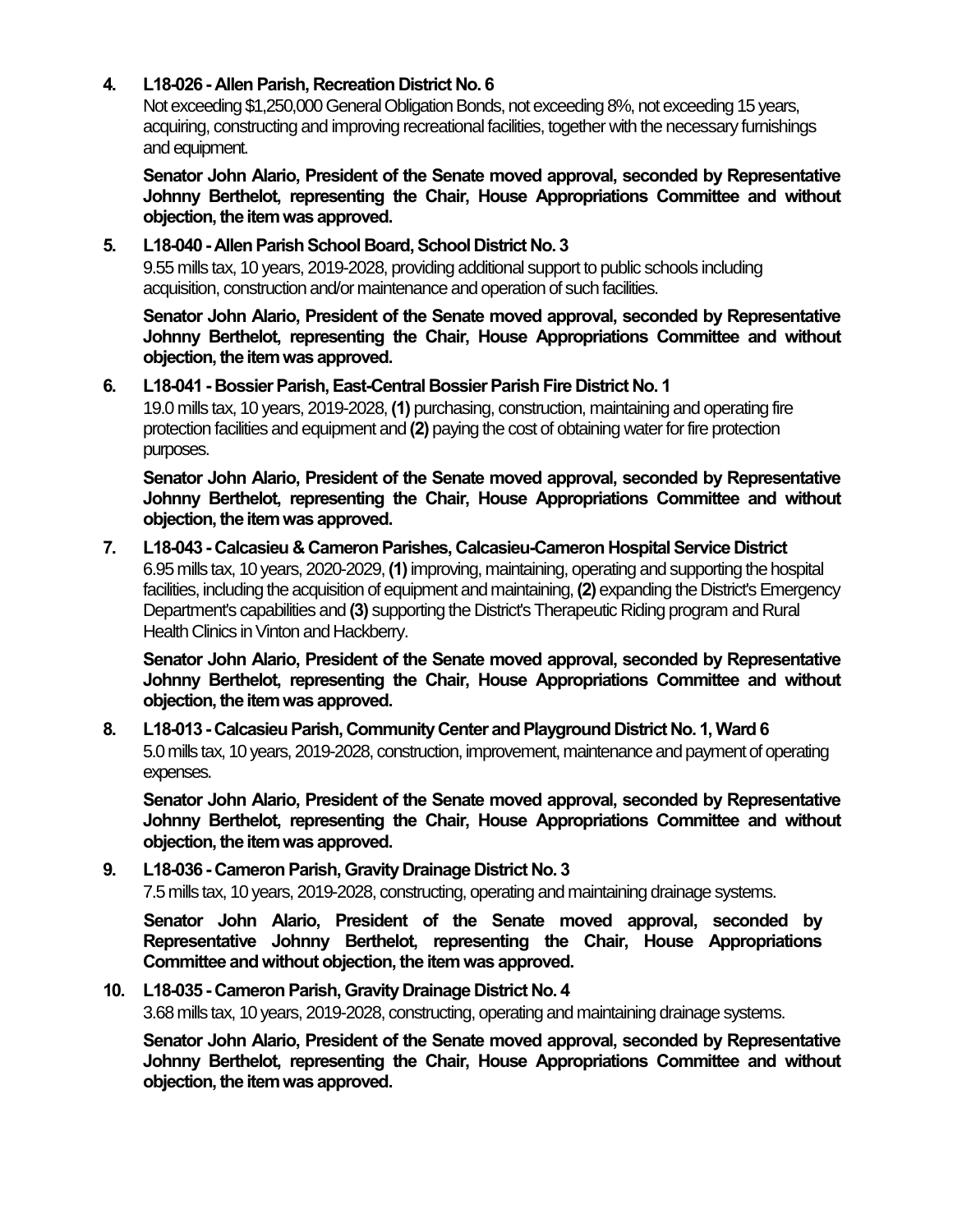4. **L18-026 - Allen Parish, Recreation District No. 6**

   Not exceeding $1,250,000 General Obligation Bonds, not exceeding 8%, not exceeding 15 years, acquiring, constructing and improving recreational facilities, together with the necessary furnishings and equipment.

   **Senator John Alario, President of the Senate moved approval, seconded by Representative Johnny Berthelot, representing the Chair, House Appropriations Committee and without objection, the item was approved.**

5. **L18-040 - Allen Parish School Board, School District No. 3**

   9.55 mills tax, 10 years, 2019-2028, providing additional support to public schools including acquisition, construction and/or maintenance and operation of such facilities.

   **Senator John Alario, President of the Senate moved approval, seconded by Representative Johnny Berthelot, representing the Chair, House Appropriations Committee and without objection, the item was approved.**

6. **L18-041 - Bossier Parish, East-Central Bossier Parish Fire District No. 1**

   19.0 mills tax, 10 years, 2019-2028, **(1)** purchasing, construction, maintaining and operating fire protection facilities and equipment and **(2)** paying the cost of obtaining water for fire protection purposes.

   **Senator John Alario, President of the Senate moved approval, seconded by Representative Johnny Berthelot, representing the Chair, House Appropriations Committee and without objection, the item was approved.**

7. **L18-043 - Calcasieu & Cameron Parishes, Calcasieu-Cameron Hospital Service District**

   6.95 mills tax, 10 years, 2020-2029, **(1)** improving, maintaining, operating and supporting the hospital facilities, including the acquisition of equipment and maintaining, **(2)** expanding the District's Emergency Department's capabilities and **(3)** supporting the District's Therapeutic Riding program and Rural Health Clinics in Vinton and Hackberry.

   **Senator John Alario, President of the Senate moved approval, seconded by Representative Johnny Berthelot, representing the Chair, House Appropriations Committee and without objection, the item was approved.**

8. **L18-013 - Calcasieu Parish, Community Center and Playground District No. 1, Ward 6**

   5.0 mills tax, 10 years, 2019-2028, construction, improvement, maintenance and payment of operating expenses.

   **Senator John Alario, President of the Senate moved approval, seconded by Representative Johnny Berthelot, representing the Chair, House Appropriations Committee and without objection, the item was approved.**

9. **L18-036 - Cameron Parish, Gravity Drainage District No. 3**

   7.5 mills tax, 10 years, 2019-2028, constructing, operating and maintaining drainage systems.

   **Senator John Alario, President of the Senate moved approval, seconded by Representative Johnny Berthelot, representing the Chair, House Appropriations Committee and without objection, the item was approved.**

10. **L18-035 - Cameron Parish, Gravity Drainage District No. 4**

    3.68 mills tax, 10 years, 2019-2028, constructing, operating and maintaining drainage systems.

    **Senator John Alario, President of the Senate moved approval, seconded by Representative Johnny Berthelot, representing the Chair, House Appropriations Committee and without objection, the item was approved.**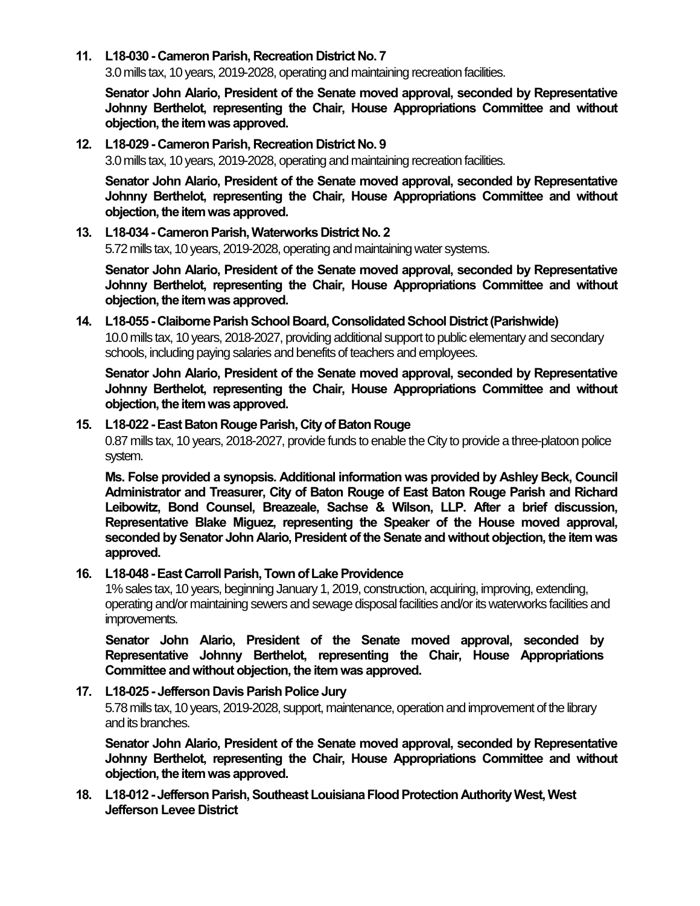11. **L18-030 - Cameron Parish, Recreation District No. 7**

 3.0 mills tax, 10 years, 2019-2028, operating and maintaining recreation facilities.

 **Senator John Alario, President of the Senate moved approval, seconded by Representative Johnny Berthelot, representing the Chair, House Appropriations Committee and without objection, the item was approved.**

12. **L18-029 - Cameron Parish, Recreation District No. 9**

 3.0 mills tax, 10 years, 2019-2028, operating and maintaining recreation facilities.

 **Senator John Alario, President of the Senate moved approval, seconded by Representative Johnny Berthelot, representing the Chair, House Appropriations Committee and without objection, the item was approved.**

13. **L18-034 - Cameron Parish, Waterworks District No. 2**

 5.72 mills tax, 10 years, 2019-2028, operating and maintaining water systems.

 **Senator John Alario, President of the Senate moved approval, seconded by Representative Johnny Berthelot, representing the Chair, House Appropriations Committee and without objection, the item was approved.**

14. **L18-055 - Claiborne Parish School Board, Consolidated School District (Parishwide)**

 10.0 mills tax, 10 years, 2018-2027, providing additional support to public elementary and secondary schools, including paying salaries and benefits of teachers and employees.

 **Senator John Alario, President of the Senate moved approval, seconded by Representative Johnny Berthelot, representing the Chair, House Appropriations Committee and without objection, the item was approved.**

15. **L18-022 - East Baton Rouge Parish, City of Baton Rouge**

 0.87 mills tax, 10 years, 2018-2027, provide funds to enable the City to provide a three-platoon police system.

 **Ms. Folse provided a synopsis. Additional information was provided by Ashley Beck, Council Administrator and Treasurer, City of Baton Rouge of East Baton Rouge Parish and Richard Leibowitz, Bond Counsel, Breazeale, Sachse & Wilson, LLP. After a brief discussion, Representative Blake Miguez, representing the Speaker of the House moved approval, seconded by Senator John Alario, President of the Senate and without objection, the item was approved.**

16. **L18-048 - East Carroll Parish, Town of Lake Providence**

 1% sales tax, 10 years, beginning January 1, 2019, construction, acquiring, improving, extending, operating and/or maintaining sewers and sewage disposal facilities and/or its waterworks facilities and improvements.

 **Senator John Alario, President of the Senate moved approval, seconded by Representative Johnny Berthelot, representing the Chair, House Appropriations Committee and without objection, the item was approved.**

17. **L18-025 - Jefferson Davis Parish Police Jury**

 5.78 mills tax, 10 years, 2019-2028, support, maintenance, operation and improvement of the library and its branches.

 **Senator John Alario, President of the Senate moved approval, seconded by Representative Johnny Berthelot, representing the Chair, House Appropriations Committee and without objection, the item was approved.**

18. **L18-012 - Jefferson Parish, Southeast Louisiana Flood Protection Authority West, West Jefferson Levee District**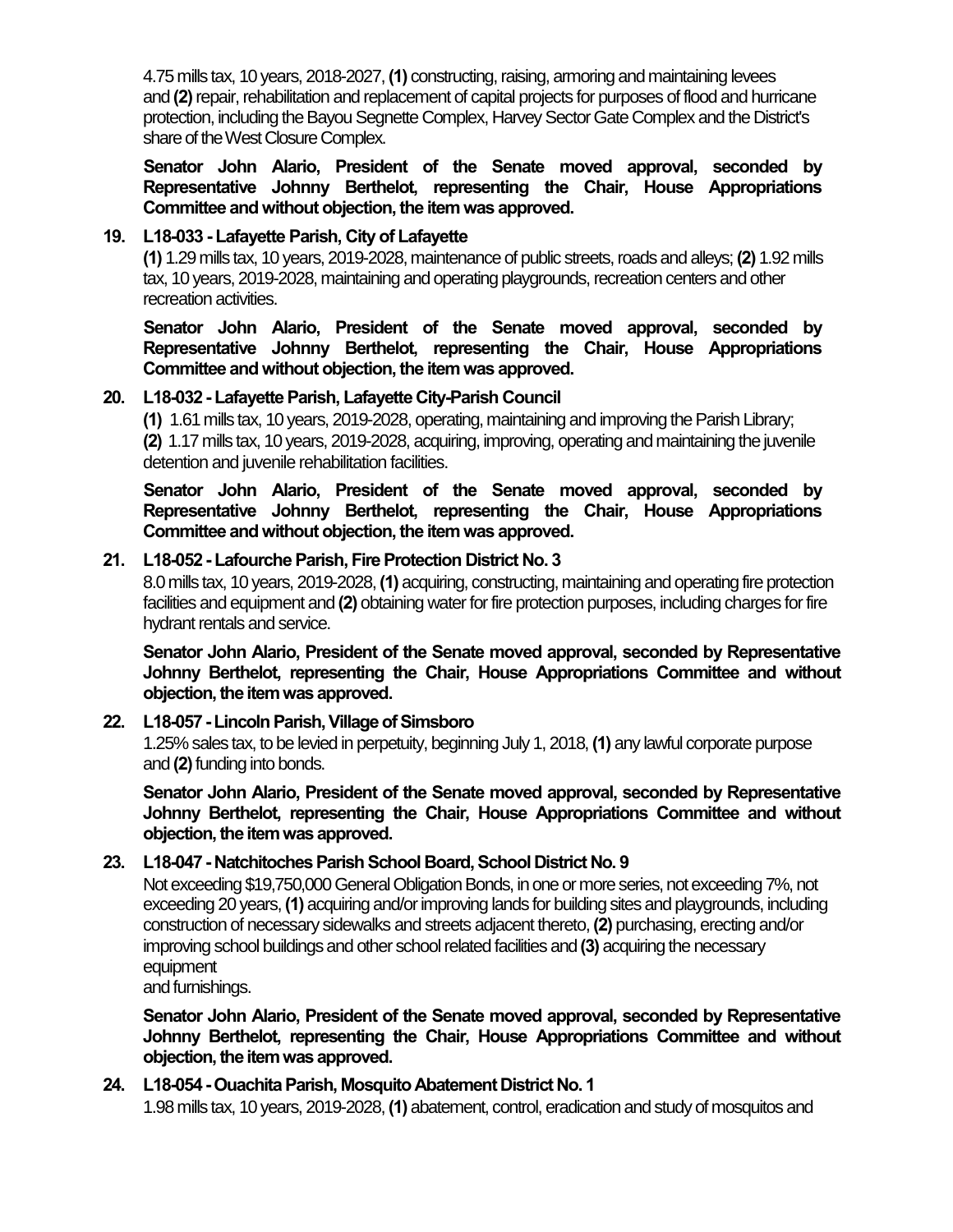4.75 mills tax, 10 years, 2018-2027, **(1)** constructing, raising, armoring and maintaining levees and **(2)** repair, rehabilitation and replacement of capital projects for purposes of flood and hurricane protection, including the Bayou Segnette Complex, Harvey Sector Gate Complex and the District's share of the West Closure Complex.

**Senator John Alario, President of the Senate moved approval, seconded by Representative Johnny Berthelot, representing the Chair, House Appropriations Committee and without objection, the item was approved.**

**19. L18-033 - Lafayette Parish, City of Lafayette**

**(1)** 1.29 mills tax, 10 years, 2019-2028, maintenance of public streets, roads and alleys; **(2)** 1.92 mills tax, 10 years, 2019-2028, maintaining and operating playgrounds, recreation centers and other recreation activities.

**Senator John Alario, President of the Senate moved approval, seconded by Representative Johnny Berthelot, representing the Chair, House Appropriations Committee and without objection, the item was approved.**

**20. L18-032 - Lafayette Parish, Lafayette City-Parish Council**

**(1)** 1.61 mills tax, 10 years, 2019-2028, operating, maintaining and improving the Parish Library; **(2)** 1.17 mills tax, 10 years, 2019-2028, acquiring, improving, operating and maintaining the juvenile detention and juvenile rehabilitation facilities.

**Senator John Alario, President of the Senate moved approval, seconded by Representative Johnny Berthelot, representing the Chair, House Appropriations Committee and without objection, the item was approved.**

**21. L18-052 - Lafourche Parish, Fire Protection District No. 3**

8.0 mills tax, 10 years, 2019-2028, **(1)** acquiring, constructing, maintaining and operating fire protection facilities and equipment and **(2)** obtaining water for fire protection purposes, including charges for fire hydrant rentals and service.

**Senator John Alario, President of the Senate moved approval, seconded by Representative Johnny Berthelot, representing the Chair, House Appropriations Committee and without objection, the item was approved.**

**22. L18-057 - Lincoln Parish, Village of Simsboro**

1.25% sales tax, to be levied in perpetuity, beginning July 1, 2018, **(1)** any lawful corporate purpose and **(2)** funding into bonds.

**Senator John Alario, President of the Senate moved approval, seconded by Representative Johnny Berthelot, representing the Chair, House Appropriations Committee and without objection, the item was approved.**

**23. L18-047 - Natchitoches Parish School Board, School District No. 9**

Not exceeding $19,750,000 General Obligation Bonds, in one or more series, not exceeding 7%, not exceeding 20 years, **(1)** acquiring and/or improving lands for building sites and playgrounds, including construction of necessary sidewalks and streets adjacent thereto, **(2)** purchasing, erecting and/or improving school buildings and other school related facilities and **(3)** acquiring the necessary equipment and furnishings.

**Senator John Alario, President of the Senate moved approval, seconded by Representative Johnny Berthelot, representing the Chair, House Appropriations Committee and without objection, the item was approved.**

**24. L18-054 - Ouachita Parish, Mosquito Abatement District No. 1**

1.98 mills tax, 10 years, 2019-2028, **(1)** abatement, control, eradication and study of mosquitos and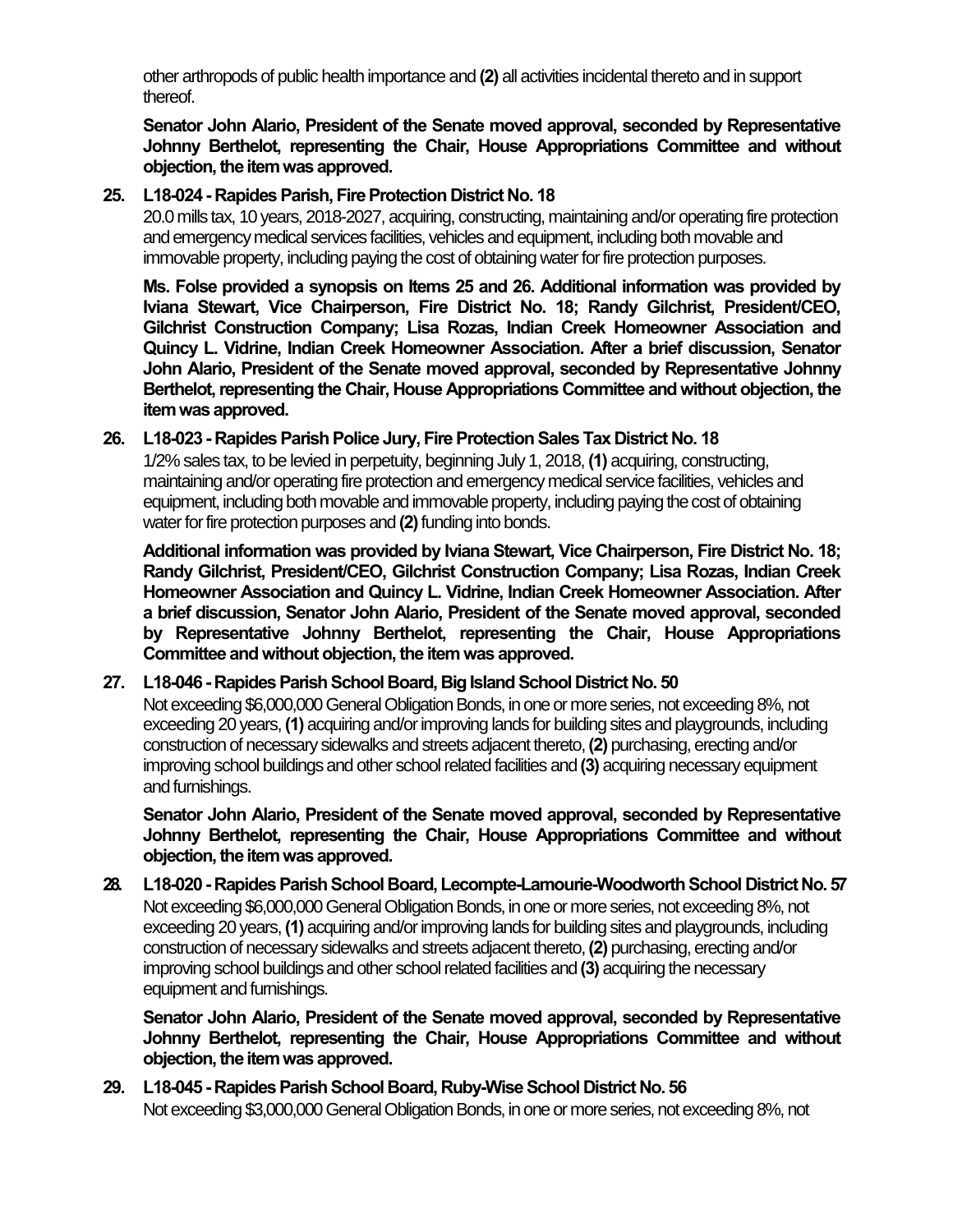other arthropods of public health importance and **(2)** all activities incidental thereto and in support thereof.

**Senator John Alario, President of the Senate moved approval, seconded by Representative Johnny Berthelot, representing the Chair, House Appropriations Committee and without objection, the item was approved.**

**25. L18-024 - Rapides Parish, Fire Protection District No. 18**

20.0 mills tax, 10 years, 2018-2027, acquiring, constructing, maintaining and/or operating fire protection and emergency medical services facilities, vehicles and equipment, including both movable and immovable property, including paying the cost of obtaining water for fire protection purposes.

**Ms. Folse provided a synopsis on Items 25 and 26. Additional information was provided by Iviana Stewart, Vice Chairperson, Fire District No. 18; Randy Gilchrist, President/CEO, Gilchrist Construction Company; Lisa Rozas, Indian Creek Homeowner Association and Quincy L. Vidrine, Indian Creek Homeowner Association. After a brief discussion, Senator John Alario, President of the Senate moved approval, seconded by Representative Johnny Berthelot, representing the Chair, House Appropriations Committee and without objection, the item was approved.**

**26. L18-023 - Rapides Parish Police Jury, Fire Protection Sales Tax District No. 18**

1/2% sales tax, to be levied in perpetuity, beginning July 1, 2018, **(1)** acquiring, constructing, maintaining and/or operating fire protection and emergency medical service facilities, vehicles and equipment, including both movable and immovable property, including paying the cost of obtaining water for fire protection purposes and **(2)** funding into bonds.

**Additional information was provided by Iviana Stewart, Vice Chairperson, Fire District No. 18; Randy Gilchrist, President/CEO, Gilchrist Construction Company; Lisa Rozas, Indian Creek Homeowner Association and Quincy L. Vidrine, Indian Creek Homeowner Association. After a brief discussion, Senator John Alario, President of the Senate moved approval, seconded by Representative Johnny Berthelot, representing the Chair, House Appropriations Committee and without objection, the item was approved.**

**27. L18-046 - Rapides Parish School Board, Big Island School District No. 50**

Not exceeding $6,000,000 General Obligation Bonds, in one or more series, not exceeding 8%, not exceeding 20 years, **(1)** acquiring and/or improving lands for building sites and playgrounds, including construction of necessary sidewalks and streets adjacent thereto, **(2)** purchasing, erecting and/or improving school buildings and other school related facilities and **(3)** acquiring necessary equipment and furnishings.

**Senator John Alario, President of the Senate moved approval, seconded by Representative Johnny Berthelot, representing the Chair, House Appropriations Committee and without objection, the item was approved.**

**28. L18-020 - Rapides Parish School Board, Lecompte-Lamourie-Woodworth School District No. 57**

Not exceeding $6,000,000 General Obligation Bonds, in one or more series, not exceeding 8%, not exceeding 20 years, **(1)** acquiring and/or improving lands for building sites and playgrounds, including construction of necessary sidewalks and streets adjacent thereto, **(2)** purchasing, erecting and/or improving school buildings and other school related facilities and **(3)** acquiring the necessary equipment and furnishings.

**Senator John Alario, President of the Senate moved approval, seconded by Representative Johnny Berthelot, representing the Chair, House Appropriations Committee and without objection, the item was approved.**

**29. L18-045 - Rapides Parish School Board, Ruby-Wise School District No. 56**

Not exceeding $3,000,000 General Obligation Bonds, in one or more series, not exceeding 8%, not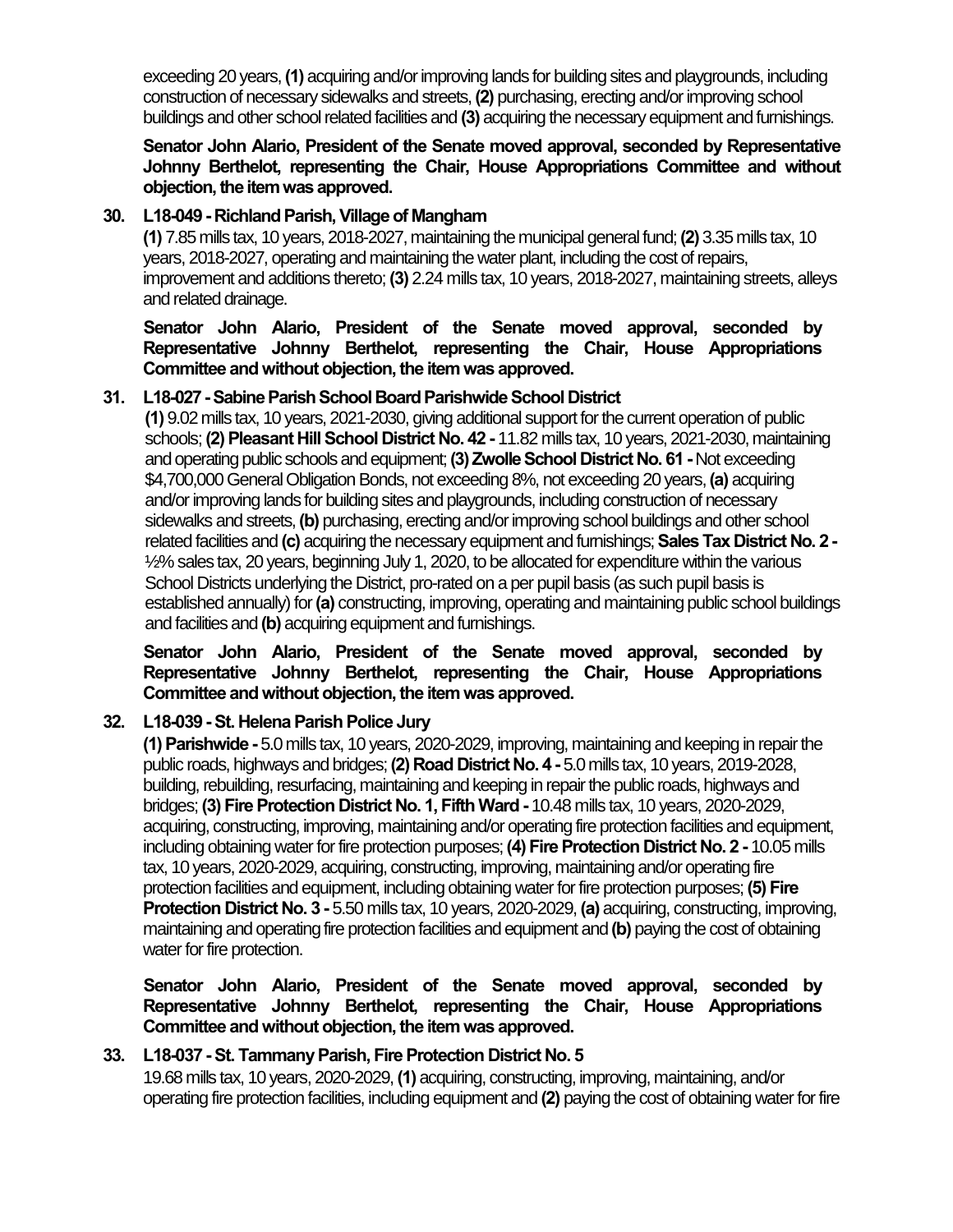exceeding 20 years, **(1)** acquiring and/or improving lands for building sites and playgrounds, including construction of necessary sidewalks and streets, **(2)** purchasing, erecting and/or improving school buildings and other school related facilities and **(3)** acquiring the necessary equipment and furnishings.

**Senator John Alario, President of the Senate moved approval, seconded by Representative Johnny Berthelot, representing the Chair, House Appropriations Committee and without objection, the item was approved.**

**30. L18-049 - Richland Parish, Village of Mangham**

**(1)** 7.85 mills tax, 10 years, 2018-2027, maintaining the municipal general fund; **(2)** 3.35 mills tax, 10 years, 2018-2027, operating and maintaining the water plant, including the cost of repairs, improvement and additions thereto; **(3)** 2.24 mills tax, 10 years, 2018-2027, maintaining streets, alleys and related drainage.

**Senator John Alario, President of the Senate moved approval, seconded by Representative Johnny Berthelot, representing the Chair, House Appropriations Committee and without objection, the item was approved.**

**31. L18-027 - Sabine Parish School Board Parishwide School District**

**(1)** 9.02 mills tax, 10 years, 2021-2030, giving additional support for the current operation of public schools; **(2) Pleasant Hill School District No. 42 -** 11.82 mills tax, 10 years, 2021-2030, maintaining and operating public schools and equipment; **(3) Zwolle School District No. 61 -** Not exceeding $4,700,000 General Obligation Bonds, not exceeding 8%, not exceeding 20 years, **(a)** acquiring and/or improving lands for building sites and playgrounds, including construction of necessary sidewalks and streets, **(b)** purchasing, erecting and/or improving school buildings and other school related facilities and **(c)** acquiring the necessary equipment and furnishings; **Sales Tax District No. 2 -** ½% sales tax, 20 years, beginning July 1, 2020, to be allocated for expenditure within the various School Districts underlying the District, pro-rated on a per pupil basis (as such pupil basis is established annually) for **(a)** constructing, improving, operating and maintaining public school buildings and facilities and **(b)** acquiring equipment and furnishings.

**Senator John Alario, President of the Senate moved approval, seconded by Representative Johnny Berthelot, representing the Chair, House Appropriations Committee and without objection, the item was approved.**

**32. L18-039 - St. Helena Parish Police Jury**

**(1) Parishwide -** 5.0 mills tax, 10 years, 2020-2029, improving, maintaining and keeping in repair the public roads, highways and bridges; **(2) Road District No. 4 -** 5.0 mills tax, 10 years, 2019-2028, building, rebuilding, resurfacing, maintaining and keeping in repair the public roads, highways and bridges; **(3) Fire Protection District No. 1, Fifth Ward -** 10.48 mills tax, 10 years, 2020-2029, acquiring, constructing, improving, maintaining and/or operating fire protection facilities and equipment, including obtaining water for fire protection purposes; **(4) Fire Protection District No. 2 -** 10.05 mills tax, 10 years, 2020-2029, acquiring, constructing, improving, maintaining and/or operating fire protection facilities and equipment, including obtaining water for fire protection purposes; **(5) Fire Protection District No. 3 -** 5.50 mills tax, 10 years, 2020-2029, **(a)** acquiring, constructing, improving, maintaining and operating fire protection facilities and equipment and **(b)** paying the cost of obtaining water for fire protection.

**Senator John Alario, President of the Senate moved approval, seconded by Representative Johnny Berthelot, representing the Chair, House Appropriations Committee and without objection, the item was approved.**

**33. L18-037 - St. Tammany Parish, Fire Protection District No. 5**

19.68 mills tax, 10 years, 2020-2029, **(1)** acquiring, constructing, improving, maintaining, and/or operating fire protection facilities, including equipment and **(2)** paying the cost of obtaining water for fire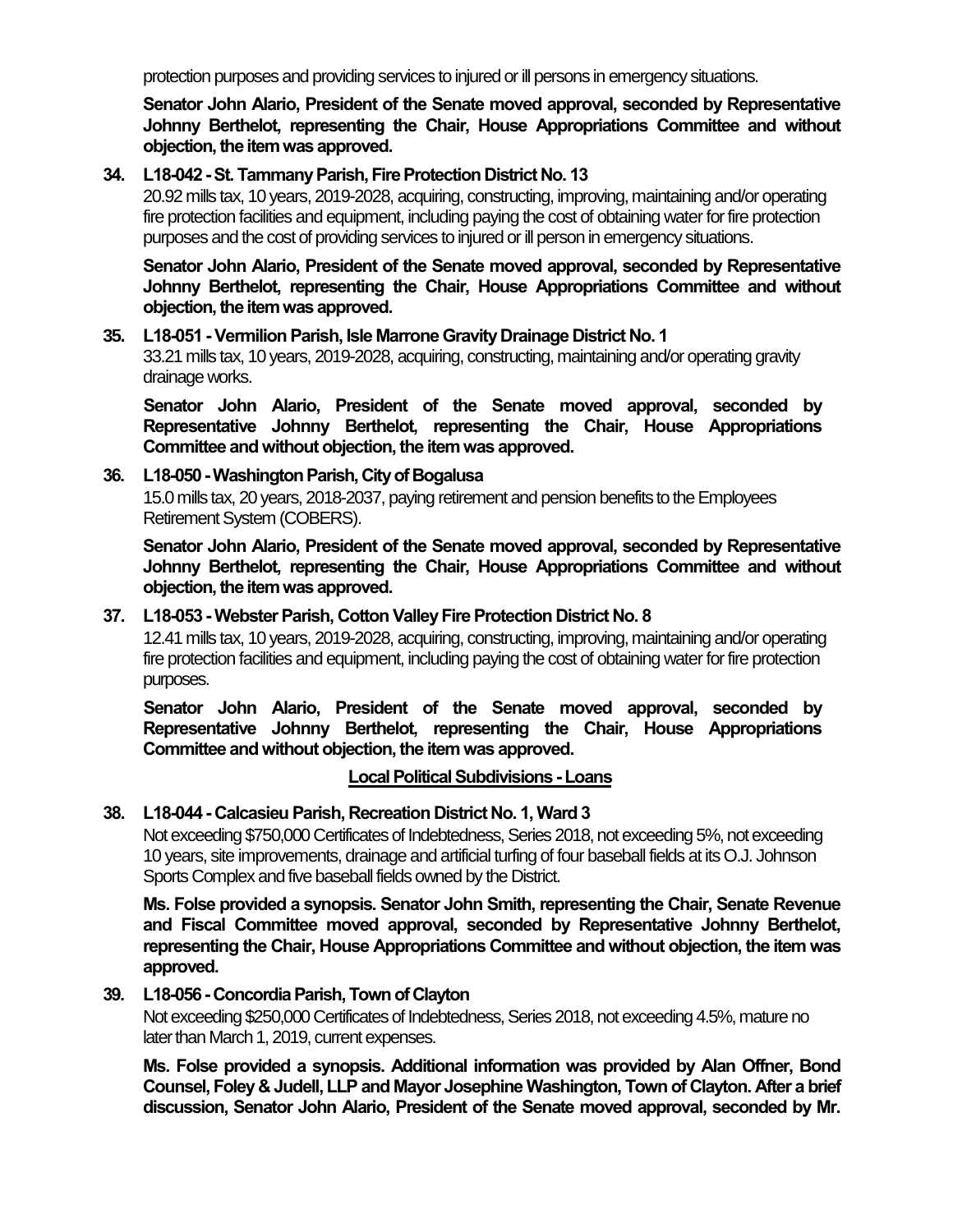protection purposes and providing services to injured or ill persons in emergency situations.

**Senator John Alario, President of the Senate moved approval, seconded by Representative Johnny Berthelot, representing the Chair, House Appropriations Committee and without objection, the item was approved.**

**34. L18-042 - St. Tammany Parish, Fire Protection District No. 13**

20.92 mills tax, 10 years, 2019-2028, acquiring, constructing, improving, maintaining and/or operating fire protection facilities and equipment, including paying the cost of obtaining water for fire protection purposes and the cost of providing services to injured or ill person in emergency situations.

**Senator John Alario, President of the Senate moved approval, seconded by Representative Johnny Berthelot, representing the Chair, House Appropriations Committee and without objection, the item was approved.**

**35. L18-051 - Vermilion Parish, Isle Marrone Gravity Drainage District No. 1**

33.21 mills tax, 10 years, 2019-2028, acquiring, constructing, maintaining and/or operating gravity drainage works.

**Senator John Alario, President of the Senate moved approval, seconded by Representative Johnny Berthelot, representing the Chair, House Appropriations Committee and without objection, the item was approved.**

**36. L18-050 - Washington Parish, City of Bogalusa**

15.0 mills tax, 20 years, 2018-2037, paying retirement and pension benefits to the Employees Retirement System (COBERS).

**Senator John Alario, President of the Senate moved approval, seconded by Representative Johnny Berthelot, representing the Chair, House Appropriations Committee and without objection, the item was approved.**

**37. L18-053 - Webster Parish, Cotton Valley Fire Protection District No. 8**

12.41 mills tax, 10 years, 2019-2028, acquiring, constructing, improving, maintaining and/or operating fire protection facilities and equipment, including paying the cost of obtaining water for fire protection purposes.

**Senator John Alario, President of the Senate moved approval, seconded by Representative Johnny Berthelot, representing the Chair, House Appropriations Committee and without objection, the item was approved.**

## Local Political Subdivisions - Loans

**38. L18-044 - Calcasieu Parish, Recreation District No. 1, Ward 3**

Not exceeding $750,000 Certificates of Indebtedness, Series 2018, not exceeding 5%, not exceeding 10 years, site improvements, drainage and artificial turfing of four baseball fields at its O.J. Johnson Sports Complex and five baseball fields owned by the District.

**Ms. Folse provided a synopsis. Senator John Smith, representing the Chair, Senate Revenue and Fiscal Committee moved approval, seconded by Representative Johnny Berthelot, representing the Chair, House Appropriations Committee and without objection, the item was approved.**

**39. L18-056 - Concordia Parish, Town of Clayton**

Not exceeding $250,000 Certificates of Indebtedness, Series 2018, not exceeding 4.5%, mature no later than March 1, 2019, current expenses.

**Ms. Folse provided a synopsis. Additional information was provided by Alan Offner, Bond Counsel, Foley & Judell, LLP and Mayor Josephine Washington, Town of Clayton. After a brief discussion, Senator John Alario, President of the Senate moved approval, seconded by Mr.**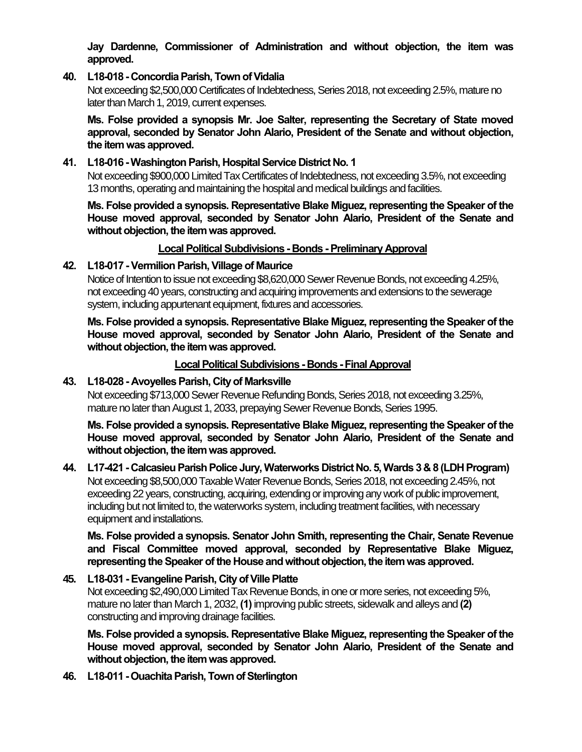**Jay Dardenne, Commissioner of Administration and without objection, the item was approved.**

**40. L18-018 - Concordia Parish, Town of Vidalia**

Not exceeding $2,500,000 Certificates of Indebtedness, Series 2018, not exceeding 2.5%, mature no later than March 1, 2019, current expenses.

**Ms. Folse provided a synopsis Mr. Joe Salter, representing the Secretary of State moved approval, seconded by Senator John Alario, President of the Senate and without objection, the item was approved.**

**41. L18-016 - Washington Parish, Hospital Service District No. 1**

Not exceeding $900,000 Limited Tax Certificates of Indebtedness, not exceeding 3.5%, not exceeding 13 months, operating and maintaining the hospital and medical buildings and facilities.

**Ms. Folse provided a synopsis. Representative Blake Miguez, representing the Speaker of the House moved approval, seconded by Senator John Alario, President of the Senate and without objection, the item was approved.**

**Local Political Subdivisions - Bonds - Preliminary Approval**

**42. L18-017 - Vermilion Parish, Village of Maurice**

Notice of Intention to issue not exceeding $8,620,000 Sewer Revenue Bonds, not exceeding 4.25%, not exceeding 40 years, constructing and acquiring improvements and extensions to the sewerage system, including appurtenant equipment, fixtures and accessories.

**Ms. Folse provided a synopsis. Representative Blake Miguez, representing the Speaker of the House moved approval, seconded by Senator John Alario, President of the Senate and without objection, the item was approved.**

**Local Political Subdivisions - Bonds - Final Approval**

**43. L18-028 - Avoyelles Parish, City of Marksville**

Not exceeding $713,000 Sewer Revenue Refunding Bonds, Series 2018, not exceeding 3.25%, mature no later than August 1, 2033, prepaying Sewer Revenue Bonds, Series 1995.

**Ms. Folse provided a synopsis. Representative Blake Miguez, representing the Speaker of the House moved approval, seconded by Senator John Alario, President of the Senate and without objection, the item was approved.**

**44. L17-421 - Calcasieu Parish Police Jury, Waterworks District No. 5, Wards 3 & 8 (LDH Program)**

Not exceeding $8,500,000 Taxable Water Revenue Bonds, Series 2018, not exceeding 2.45%, not exceeding 22 years, constructing, acquiring, extending or improving any work of public improvement, including but not limited to, the waterworks system, including treatment facilities, with necessary equipment and installations.

**Ms. Folse provided a synopsis. Senator John Smith, representing the Chair, Senate Revenue and Fiscal Committee moved approval, seconded by Representative Blake Miguez, representing the Speaker of the House and without objection, the item was approved.**

**45. L18-031 - Evangeline Parish, City of Ville Platte**

Not exceeding $2,490,000 Limited Tax Revenue Bonds, in one or more series, not exceeding 5%, mature no later than March 1, 2032, **(1)** improving public streets, sidewalk and alleys and **(2)** constructing and improving drainage facilities.

**Ms. Folse provided a synopsis. Representative Blake Miguez, representing the Speaker of the House moved approval, seconded by Senator John Alario, President of the Senate and without objection, the item was approved.**

**46. L18-011 - Ouachita Parish, Town of Sterlington**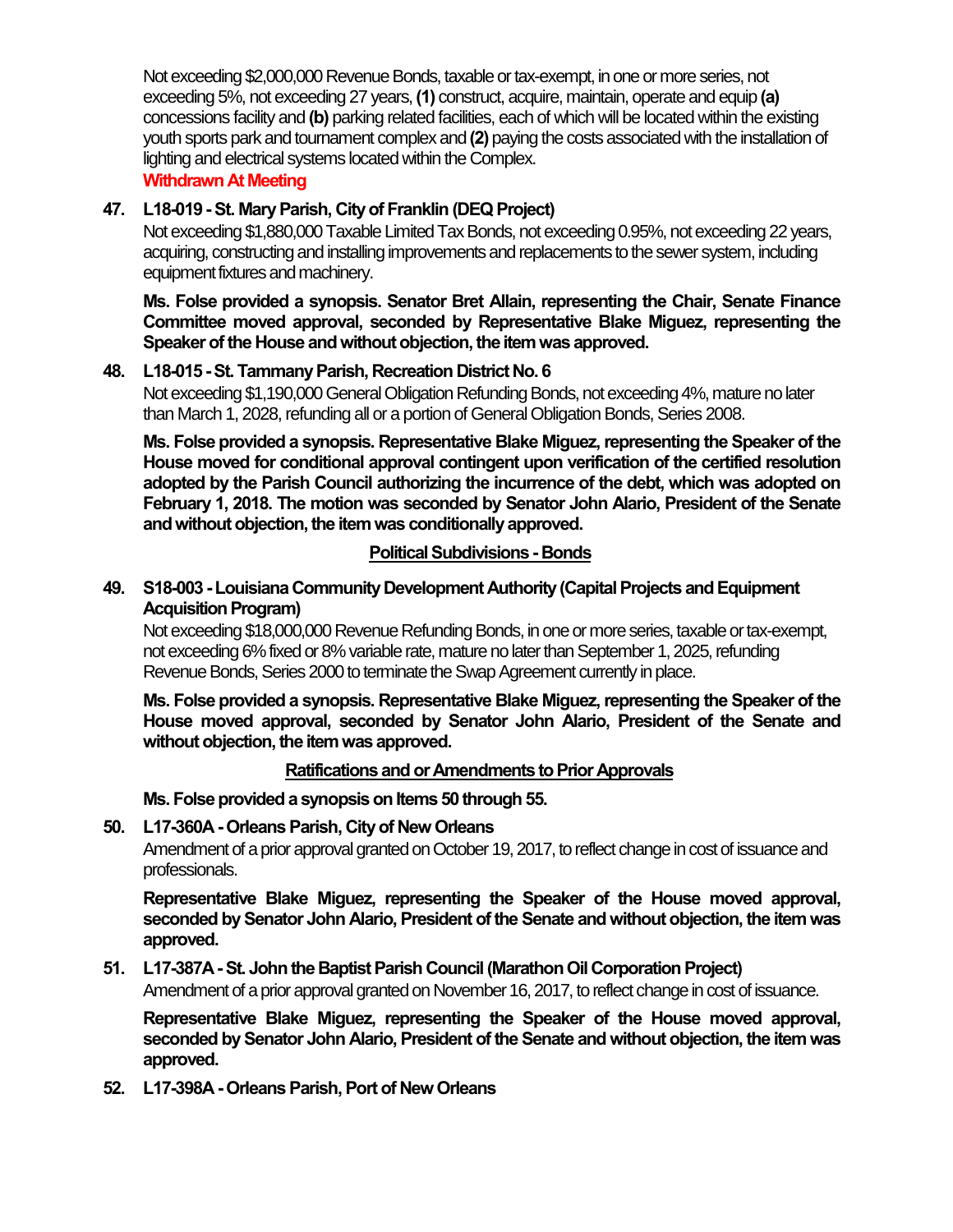Not exceeding $2,000,000 Revenue Bonds, taxable or tax-exempt, in one or more series, not exceeding 5%, not exceeding 27 years, **(1)** construct, acquire, maintain, operate and equip **(a)** concessions facility and **(b)** parking related facilities, each of which will be located within the existing youth sports park and tournament complex and **(2)** paying the costs associated with the installation of lighting and electrical systems located within the Complex.

**Withdrawn At Meeting**

**47. L18-019 - St. Mary Parish, City of Franklin (DEQ Project)**

Not exceeding $1,880,000 Taxable Limited Tax Bonds, not exceeding 0.95%, not exceeding 22 years, acquiring, constructing and installing improvements and replacements to the sewer system, including equipment fixtures and machinery.

**Ms. Folse provided a synopsis. Senator Bret Allain, representing the Chair, Senate Finance Committee moved approval, seconded by Representative Blake Miguez, representing the Speaker of the House and without objection, the item was approved.**

**48. L18-015 - St. Tammany Parish, Recreation District No. 6**

Not exceeding $1,190,000 General Obligation Refunding Bonds, not exceeding 4%, mature no later than March 1, 2028, refunding all or a portion of General Obligation Bonds, Series 2008.

**Ms. Folse provided a synopsis. Representative Blake Miguez, representing the Speaker of the House moved for conditional approval contingent upon verification of the certified resolution adopted by the Parish Council authorizing the incurrence of the debt, which was adopted on February 1, 2018. The motion was seconded by Senator John Alario, President of the Senate and without objection, the item was conditionally approved.**

## Political Subdivisions - Bonds

**49. S18-003 - Louisiana Community Development Authority (Capital Projects and Equipment Acquisition Program)**

Not exceeding $18,000,000 Revenue Refunding Bonds, in one or more series, taxable or tax-exempt, not exceeding 6% fixed or 8% variable rate, mature no later than September 1, 2025, refunding Revenue Bonds, Series 2000 to terminate the Swap Agreement currently in place.

**Ms. Folse provided a synopsis. Representative Blake Miguez, representing the Speaker of the House moved approval, seconded by Senator John Alario, President of the Senate and without objection, the item was approved.**

## Ratifications and or Amendments to Prior Approvals

**Ms. Folse provided a synopsis on Items 50 through 55.**

**50. L17-360A - Orleans Parish, City of New Orleans**

Amendment of a prior approval granted on October 19, 2017, to reflect change in cost of issuance and professionals.

**Representative Blake Miguez, representing the Speaker of the House moved approval, seconded by Senator John Alario, President of the Senate and without objection, the item was approved.**

**51. L17-387A - St. John the Baptist Parish Council (Marathon Oil Corporation Project)**

Amendment of a prior approval granted on November 16, 2017, to reflect change in cost of issuance.

**Representative Blake Miguez, representing the Speaker of the House moved approval, seconded by Senator John Alario, President of the Senate and without objection, the item was approved.**

**52. L17-398A - Orleans Parish, Port of New Orleans**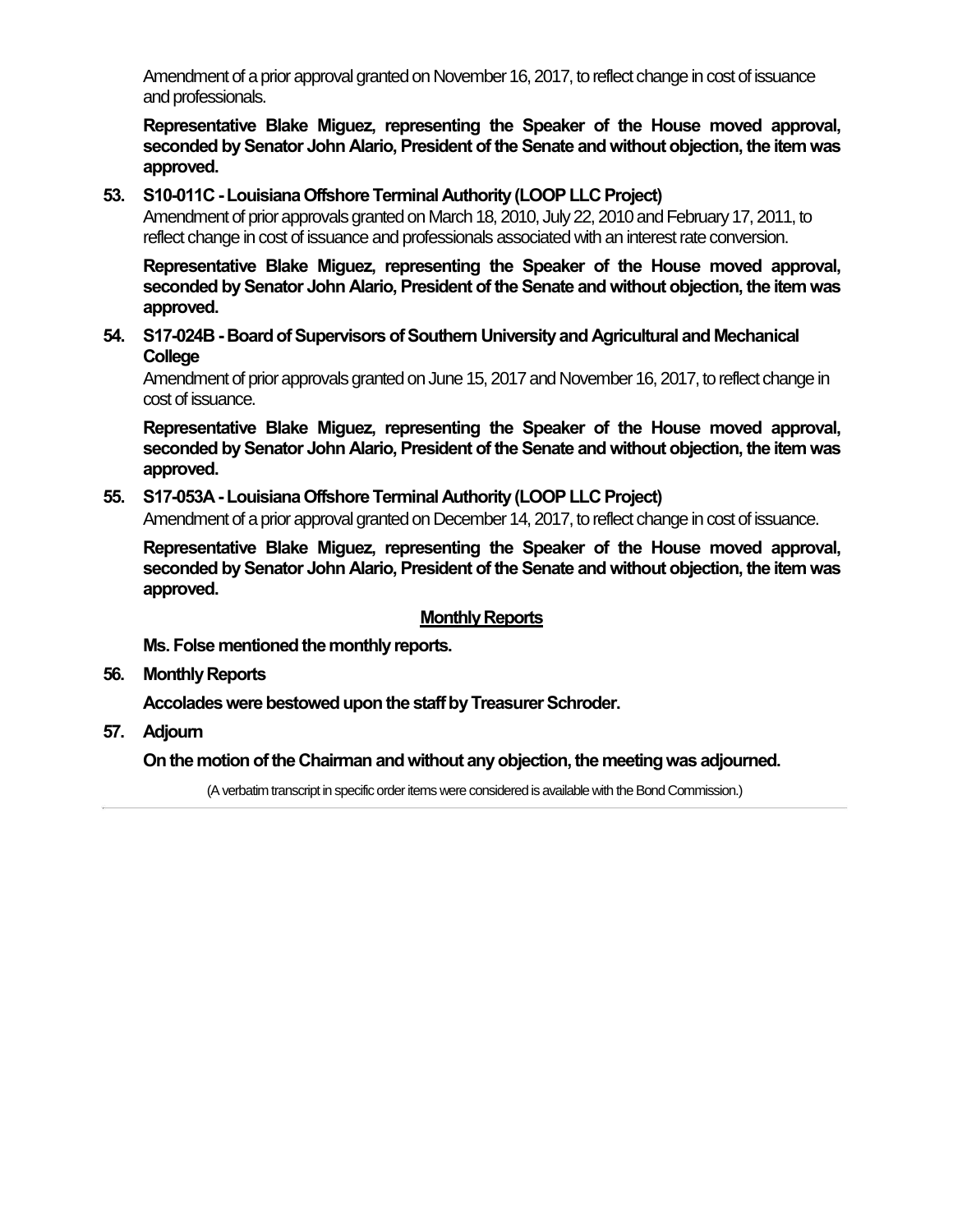Amendment of a prior approval granted on November 16, 2017, to reflect change in cost of issuance and professionals.

**Representative Blake Miguez, representing the Speaker of the House moved approval, seconded by Senator John Alario, President of the Senate and without objection, the item was approved.**

53. **S10-011C - Louisiana Offshore Terminal Authority (LOOP LLC Project)**
    Amendment of prior approvals granted on March 18, 2010, July 22, 2010 and February 17, 2011, to reflect change in cost of issuance and professionals associated with an interest rate conversion.

    **Representative Blake Miguez, representing the Speaker of the House moved approval, seconded by Senator John Alario, President of the Senate and without objection, the item was approved.**

54. **S17-024B - Board of Supervisors of Southern University and Agricultural and Mechanical College**
    Amendment of prior approvals granted on June 15, 2017 and November 16, 2017, to reflect change in cost of issuance.

    **Representative Blake Miguez, representing the Speaker of the House moved approval, seconded by Senator John Alario, President of the Senate and without objection, the item was approved.**

55. **S17-053A - Louisiana Offshore Terminal Authority (LOOP LLC Project)**
    Amendment of a prior approval granted on December 14, 2017, to reflect change in cost of issuance.

    **Representative Blake Miguez, representing the Speaker of the House moved approval, seconded by Senator John Alario, President of the Senate and without objection, the item was approved.**

## Monthly Reports

**Ms. Folse mentioned the monthly reports.**

56. **Monthly Reports**

    **Accolades were bestowed upon the staff by Treasurer Schroder.**

57. **Adjourn**

    **On the motion of the Chairman and without any objection, the meeting was adjourned.**

(A verbatim transcript in specific order items were considered is available with the Bond Commission.)